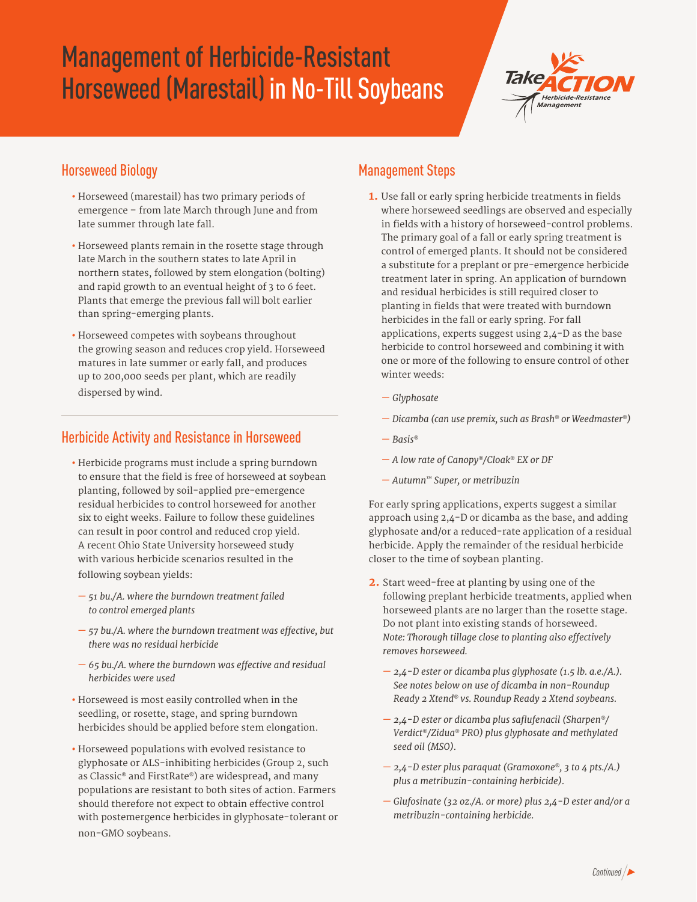# Management of Herbicide-Resistant Horseweed (Marestail) in No-Till Soybeans

Take ACTION Herbicide-Resistance Management

## Horseweed Biology

- Horseweed (marestail) has two primary periods of emergence – from late March through June and from late summer through late fall.
- Horseweed plants remain in the rosette stage through late March in the southern states to late April in northern states, followed by stem elongation (bolting) and rapid growth to an eventual height of 3 to 6 feet. Plants that emerge the previous fall will bolt earlier than spring-emerging plants.
- Horseweed competes with soybeans throughout the growing season and reduces crop yield. Horseweed matures in late summer or early fall, and produces up to 200,000 seeds per plant, which are readily dispersed by wind.

## Herbicide Activity and Resistance in Horseweed

- Herbicide programs must include a spring burndown to ensure that the field is free of horseweed at soybean planting, followed by soil-applied pre-emergence residual herbicides to control horseweed for another six to eight weeks. Failure to follow these guidelines can result in poor control and reduced crop yield. A recent Ohio State University horseweed study with various herbicide scenarios resulted in the following soybean yields:
  - *51 bu./A. where the burndown treatment failed to control emerged plants*
  - *57 bu./A. where the burndown treatment was effective, but there was no residual herbicide*
  - *65 bu./A. where the burndown was effective and residual herbicides were used*
- Horseweed is most easily controlled when in the seedling, or rosette, stage, and spring burndown herbicides should be applied before stem elongation.
- Horseweed populations with evolved resistance to glyphosate or ALS-inhibiting herbicides (Group 2, such as Classic® and FirstRate®) are widespread, and many populations are resistant to both sites of action. Farmers should therefore not expect to obtain effective control with postemergence herbicides in glyphosate-tolerant or non-GMO soybeans.

## Management Steps

1. Use fall or early spring herbicide treatments in fields where horseweed seedlings are observed and especially in fields with a history of horseweed-control problems. The primary goal of a fall or early spring treatment is control of emerged plants. It should not be considered a substitute for a preplant or pre-emergence herbicide treatment later in spring. An application of burndown and residual herbicides is still required closer to planting in fields that were treated with burndown herbicides in the fall or early spring. For fall applications, experts suggest using 2,4-D as the base herbicide to control horseweed and combining it with one or more of the following to ensure control of other winter weeds:
   - *Glyphosate*
   - *Dicamba (can use premix, such as Brash® or Weedmaster®)*
   - *Basis®*
   - *A low rate of Canopy®/Cloak® EX or DF*
   - *Autumn™ Super, or metribuzin*

   For early spring applications, experts suggest a similar approach using 2,4-D or dicamba as the base, and adding glyphosate and/or a reduced-rate application of a residual herbicide. Apply the remainder of the residual herbicide closer to the time of soybean planting.

2. Start weed-free at planting by using one of the following preplant herbicide treatments, applied when horseweed plants are no larger than the rosette stage. Do not plant into existing stands of horseweed. *Note: Thorough tillage close to planting also effectively removes horseweed.*
   - *2,4-D ester or dicamba plus glyphosate (1.5 lb. a.e./A.). See notes below on use of dicamba in non-Roundup Ready 2 Xtend® vs. Roundup Ready 2 Xtend soybeans.*
   - *2,4-D ester or dicamba plus saflufenacil (Sharpen®/Verdict®/Zidua® PRO) plus glyphosate and methylated seed oil (MSO).*
   - *2,4-D ester plus paraquat (Gramoxone®, 3 to 4 pts./A.) plus a metribuzin-containing herbicide).*
   - *Glufosinate (32 oz./A. or more) plus 2,4-D ester and/or a metribuzin-containing herbicide.*

*Continued*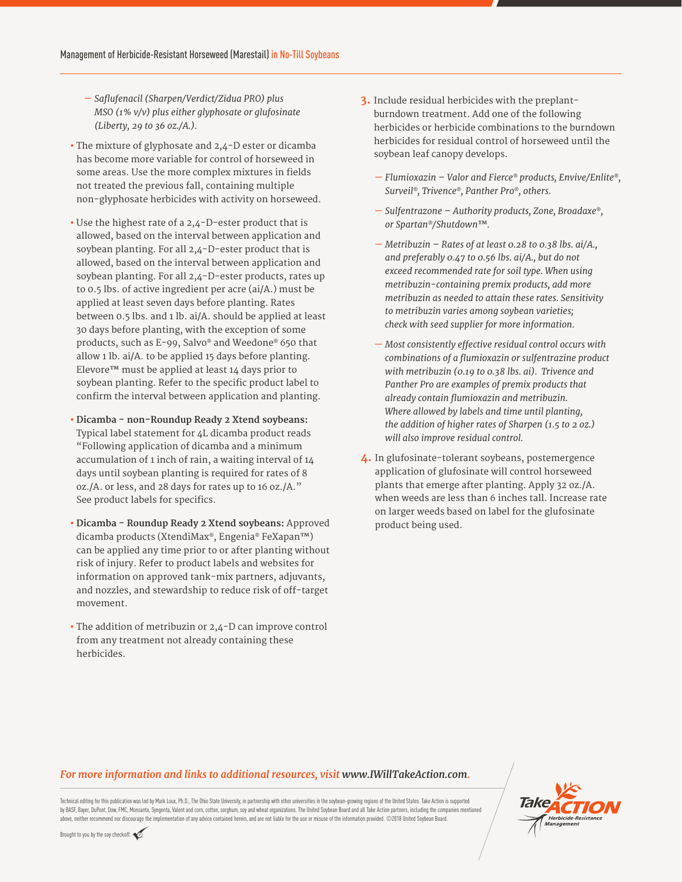— *Saflufenacil (Sharpen/Verdict/Zidua PRO) plus MSO (1% v/v) plus either glyphosate or glufosinate (Liberty, 29 to 36 oz./A.).*

- The mixture of glyphosate and 2,4-D ester or dicamba has become more variable for control of horseweed in some areas. Use the more complex mixtures in fields not treated the previous fall, containing multiple non-glyphosate herbicides with activity on horseweed.
- Use the highest rate of a 2,4-D-ester product that is allowed, based on the interval between application and soybean planting. For all 2,4-D-ester product that is allowed, based on the interval between application and soybean planting. For all 2,4-D-ester products, rates up to 0.5 lbs. of active ingredient per acre (ai/A.) must be applied at least seven days before planting. Rates between 0.5 lbs. and 1 lb. ai/A. should be applied at least 30 days before planting, with the exception of some products, such as E-99, Salvo® and Weedone® 650 that allow 1 lb. ai/A. to be applied 15 days before planting. Elevore™ must be applied at least 14 days prior to soybean planting. Refer to the specific product label to confirm the interval between application and planting.
- **Dicamba - non-Roundup Ready 2 Xtend soybeans:** Typical label statement for 4L dicamba product reads "Following application of dicamba and a minimum accumulation of 1 inch of rain, a waiting interval of 14 days until soybean planting is required for rates of 8 oz./A. or less, and 28 days for rates up to 16 oz./A." See product labels for specifics.
- **Dicamba - Roundup Ready 2 Xtend soybeans:** Approved dicamba products (XtendiMax®, Engenia® FeXapan™) can be applied any time prior to or after planting without risk of injury. Refer to product labels and websites for information on approved tank-mix partners, adjuvants, and nozzles, and stewardship to reduce risk of off-target movement.
- The addition of metribuzin or 2,4-D can improve control from any treatment not already containing these herbicides.

3. Include residual herbicides with the preplant-burndown treatment. Add one of the following herbicides or herbicide combinations to the burndown herbicides for residual control of horseweed until the soybean leaf canopy develops.

   — *Flumioxazin – Valor and Fierce® products, Envive/Enlite®, Surveil®, Trivence®, Panther Pro®, others.*

   — *Sulfentrazone – Authority products, Zone, Broadaxe®, or Spartan®/Shutdown™.*

   — *Metribuzin – Rates of at least 0.28 to 0.38 lbs. ai/A., and preferably 0.47 to 0.56 lbs. ai/A., but do not exceed recommended rate for soil type. When using metribuzin-containing premix products, add more metribuzin as needed to attain these rates. Sensitivity to metribuzin varies among soybean varieties; check with seed supplier for more information.*

   — *Most consistently effective residual control occurs with combinations of a flumioxazin or sulfentrazine product with metribuzin (0.19 to 0.38 lbs. ai). Trivence and Panther Pro are examples of premix products that already contain flumioxazin and metribuzin. Where allowed by labels and time until planting, the addition of higher rates of Sharpen (1.5 to 2 oz.) will also improve residual control.*

4. In glufosinate-tolerant soybeans, postemergence application of glufosinate will control horseweed plants that emerge after planting. Apply 32 oz./A. when weeds are less than 6 inches tall. Increase rate on larger weeds based on label for the glufosinate product being used.

*For more information and links to additional resources, visit **www.IWillTakeAction.com**.*

Technical editing for this publication was led by Mark Loux, Ph.D., The Ohio State University, in partnership with other universities in the soybean-growing regions of the United States. Take Action is supported by BASF, Bayer, DuPont, Dow, FMC, Monsanto, Syngenta, Valent and corn, cotton, sorghum, soy and wheat organizations. The United Soybean Board and all Take Action partners, including the companies mentioned above, neither recommend nor discourage the implementation of any advice contained herein, and are not liable for the use or misuse of the information provided. ©2018 United Soybean Board.

Brought to you by the soy checkoff.

Take ACTION Herbicide-Resistance Management